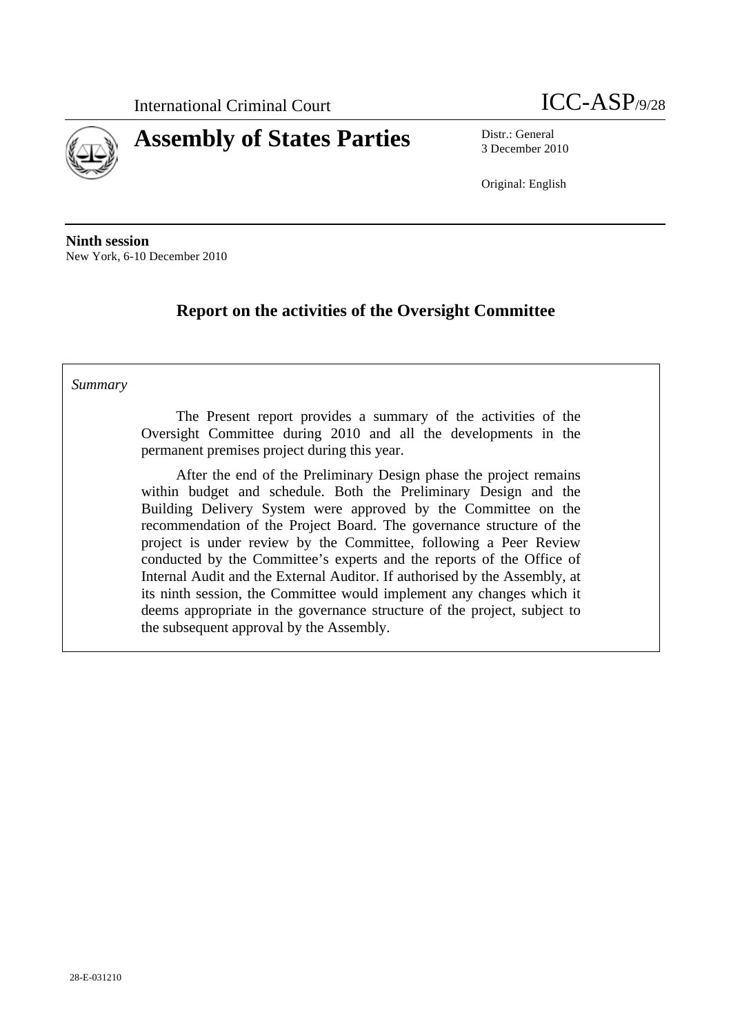International Criminal Court

ICC-ASP/9/28

# Assembly of States Parties

Distr.: General
3 December 2010

Original: English

**Ninth session**
New York, 6-10 December 2010

## Report on the activities of the Oversight Committee

*Summary*

The Present report provides a summary of the activities of the Oversight Committee during 2010 and all the developments in the permanent premises project during this year.

After the end of the Preliminary Design phase the project remains within budget and schedule. Both the Preliminary Design and the Building Delivery System were approved by the Committee on the recommendation of the Project Board. The governance structure of the project is under review by the Committee, following a Peer Review conducted by the Committee's experts and the reports of the Office of Internal Audit and the External Auditor. If authorised by the Assembly, at its ninth session, the Committee would implement any changes which it deems appropriate in the governance structure of the project, subject to the subsequent approval by the Assembly.

28-E-031210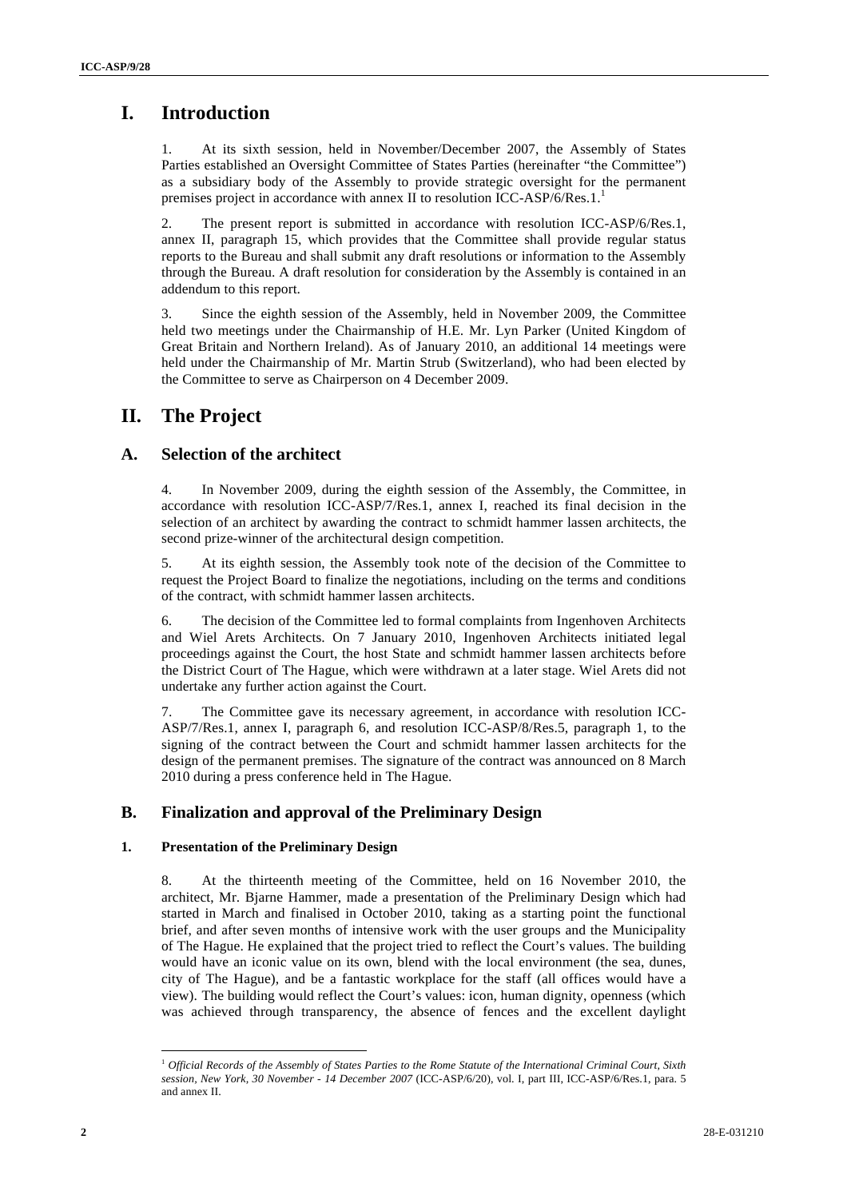# I. Introduction

1. At its sixth session, held in November/December 2007, the Assembly of States Parties established an Oversight Committee of States Parties (hereinafter "the Committee") as a subsidiary body of the Assembly to provide strategic oversight for the permanent premises project in accordance with annex II to resolution ICC-ASP/6/Res.1.[1]

2. The present report is submitted in accordance with resolution ICC-ASP/6/Res.1, annex II, paragraph 15, which provides that the Committee shall provide regular status reports to the Bureau and shall submit any draft resolutions or information to the Assembly through the Bureau. A draft resolution for consideration by the Assembly is contained in an addendum to this report.

3. Since the eighth session of the Assembly, held in November 2009, the Committee held two meetings under the Chairmanship of H.E. Mr. Lyn Parker (United Kingdom of Great Britain and Northern Ireland). As of January 2010, an additional 14 meetings were held under the Chairmanship of Mr. Martin Strub (Switzerland), who had been elected by the Committee to serve as Chairperson on 4 December 2009.

# II. The Project

## A. Selection of the architect

4. In November 2009, during the eighth session of the Assembly, the Committee, in accordance with resolution ICC-ASP/7/Res.1, annex I, reached its final decision in the selection of an architect by awarding the contract to schmidt hammer lassen architects, the second prize-winner of the architectural design competition.

5. At its eighth session, the Assembly took note of the decision of the Committee to request the Project Board to finalize the negotiations, including on the terms and conditions of the contract, with schmidt hammer lassen architects.

6. The decision of the Committee led to formal complaints from Ingenhoven Architects and Wiel Arets Architects. On 7 January 2010, Ingenhoven Architects initiated legal proceedings against the Court, the host State and schmidt hammer lassen architects before the District Court of The Hague, which were withdrawn at a later stage. Wiel Arets did not undertake any further action against the Court.

7. The Committee gave its necessary agreement, in accordance with resolution ICC-ASP/7/Res.1, annex I, paragraph 6, and resolution ICC-ASP/8/Res.5, paragraph 1, to the signing of the contract between the Court and schmidt hammer lassen architects for the design of the permanent premises. The signature of the contract was announced on 8 March 2010 during a press conference held in The Hague.

## B. Finalization and approval of the Preliminary Design

### 1. Presentation of the Preliminary Design

8. At the thirteenth meeting of the Committee, held on 16 November 2010, the architect, Mr. Bjarne Hammer, made a presentation of the Preliminary Design which had started in March and finalised in October 2010, taking as a starting point the functional brief, and after seven months of intensive work with the user groups and the Municipality of The Hague. He explained that the project tried to reflect the Court's values. The building would have an iconic value on its own, blend with the local environment (the sea, dunes, city of The Hague), and be a fantastic workplace for the staff (all offices would have a view). The building would reflect the Court's values: icon, human dignity, openness (which was achieved through transparency, the absence of fences and the excellent daylight

[1] *Official Records of the Assembly of States Parties to the Rome Statute of the International Criminal Court, Sixth session, New York, 30 November - 14 December 2007* (ICC-ASP/6/20), vol. I, part III, ICC-ASP/6/Res.1, para. 5 and annex II.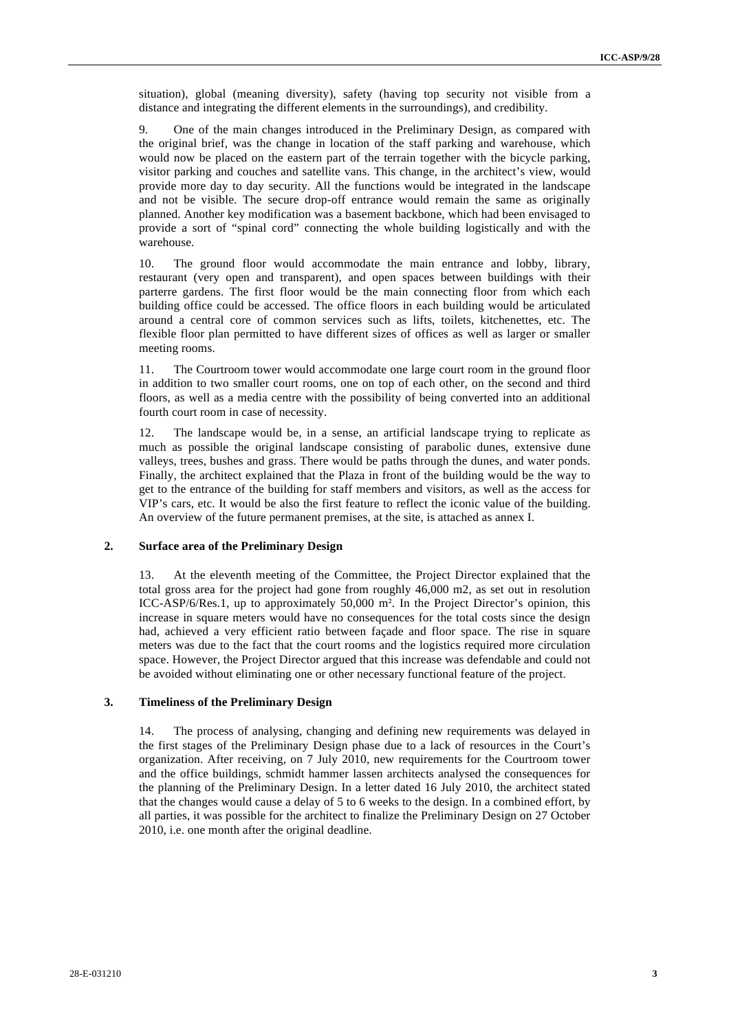situation), global (meaning diversity), safety (having top security not visible from a distance and integrating the different elements in the surroundings), and credibility.

9. One of the main changes introduced in the Preliminary Design, as compared with the original brief, was the change in location of the staff parking and warehouse, which would now be placed on the eastern part of the terrain together with the bicycle parking, visitor parking and couches and satellite vans. This change, in the architect's view, would provide more day to day security. All the functions would be integrated in the landscape and not be visible. The secure drop-off entrance would remain the same as originally planned. Another key modification was a basement backbone, which had been envisaged to provide a sort of "spinal cord" connecting the whole building logistically and with the warehouse.

10. The ground floor would accommodate the main entrance and lobby, library, restaurant (very open and transparent), and open spaces between buildings with their parterre gardens. The first floor would be the main connecting floor from which each building office could be accessed. The office floors in each building would be articulated around a central core of common services such as lifts, toilets, kitchenettes, etc. The flexible floor plan permitted to have different sizes of offices as well as larger or smaller meeting rooms.

11. The Courtroom tower would accommodate one large court room in the ground floor in addition to two smaller court rooms, one on top of each other, on the second and third floors, as well as a media centre with the possibility of being converted into an additional fourth court room in case of necessity.

12. The landscape would be, in a sense, an artificial landscape trying to replicate as much as possible the original landscape consisting of parabolic dunes, extensive dune valleys, trees, bushes and grass. There would be paths through the dunes, and water ponds. Finally, the architect explained that the Plaza in front of the building would be the way to get to the entrance of the building for staff members and visitors, as well as the access for VIP's cars, etc. It would be also the first feature to reflect the iconic value of the building. An overview of the future permanent premises, at the site, is attached as annex I.

### 2. Surface area of the Preliminary Design

13. At the eleventh meeting of the Committee, the Project Director explained that the total gross area for the project had gone from roughly 46,000 m2, as set out in resolution ICC-ASP/6/Res.1, up to approximately 50,000 m². In the Project Director's opinion, this increase in square meters would have no consequences for the total costs since the design had, achieved a very efficient ratio between façade and floor space. The rise in square meters was due to the fact that the court rooms and the logistics required more circulation space. However, the Project Director argued that this increase was defendable and could not be avoided without eliminating one or other necessary functional feature of the project.

### 3. Timeliness of the Preliminary Design

14. The process of analysing, changing and defining new requirements was delayed in the first stages of the Preliminary Design phase due to a lack of resources in the Court's organization. After receiving, on 7 July 2010, new requirements for the Courtroom tower and the office buildings, schmidt hammer lassen architects analysed the consequences for the planning of the Preliminary Design. In a letter dated 16 July 2010, the architect stated that the changes would cause a delay of 5 to 6 weeks to the design. In a combined effort, by all parties, it was possible for the architect to finalize the Preliminary Design on 27 October 2010, i.e. one month after the original deadline.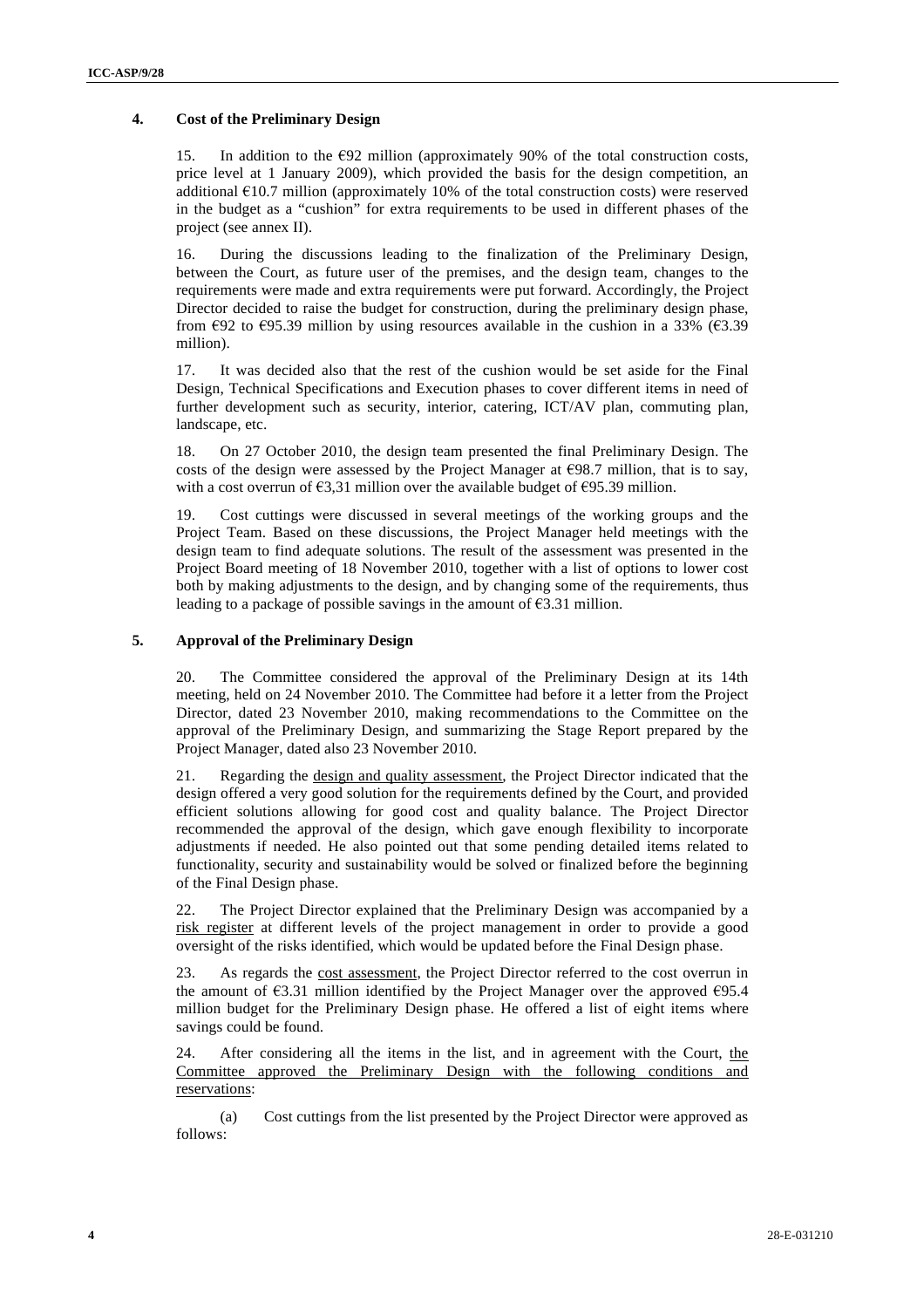## 4. Cost of the Preliminary Design

15. In addition to the €92 million (approximately 90% of the total construction costs, price level at 1 January 2009), which provided the basis for the design competition, an additional €10.7 million (approximately 10% of the total construction costs) were reserved in the budget as a "cushion" for extra requirements to be used in different phases of the project (see annex II).

16. During the discussions leading to the finalization of the Preliminary Design, between the Court, as future user of the premises, and the design team, changes to the requirements were made and extra requirements were put forward. Accordingly, the Project Director decided to raise the budget for construction, during the preliminary design phase, from €92 to €95.39 million by using resources available in the cushion in a 33% (€3.39 million).

17. It was decided also that the rest of the cushion would be set aside for the Final Design, Technical Specifications and Execution phases to cover different items in need of further development such as security, interior, catering, ICT/AV plan, commuting plan, landscape, etc.

18. On 27 October 2010, the design team presented the final Preliminary Design. The costs of the design were assessed by the Project Manager at €98.7 million, that is to say, with a cost overrun of €3,31 million over the available budget of €95.39 million.

19. Cost cuttings were discussed in several meetings of the working groups and the Project Team. Based on these discussions, the Project Manager held meetings with the design team to find adequate solutions. The result of the assessment was presented in the Project Board meeting of 18 November 2010, together with a list of options to lower cost both by making adjustments to the design, and by changing some of the requirements, thus leading to a package of possible savings in the amount of €3.31 million.

## 5. Approval of the Preliminary Design

20. The Committee considered the approval of the Preliminary Design at its 14th meeting, held on 24 November 2010. The Committee had before it a letter from the Project Director, dated 23 November 2010, making recommendations to the Committee on the approval of the Preliminary Design, and summarizing the Stage Report prepared by the Project Manager, dated also 23 November 2010.

21. Regarding the design and quality assessment, the Project Director indicated that the design offered a very good solution for the requirements defined by the Court, and provided efficient solutions allowing for good cost and quality balance. The Project Director recommended the approval of the design, which gave enough flexibility to incorporate adjustments if needed. He also pointed out that some pending detailed items related to functionality, security and sustainability would be solved or finalized before the beginning of the Final Design phase.

22. The Project Director explained that the Preliminary Design was accompanied by a risk register at different levels of the project management in order to provide a good oversight of the risks identified, which would be updated before the Final Design phase.

23. As regards the cost assessment, the Project Director referred to the cost overrun in the amount of €3.31 million identified by the Project Manager over the approved €95.4 million budget for the Preliminary Design phase. He offered a list of eight items where savings could be found.

24. After considering all the items in the list, and in agreement with the Court, the Committee approved the Preliminary Design with the following conditions and reservations:

(a) Cost cuttings from the list presented by the Project Director were approved as follows: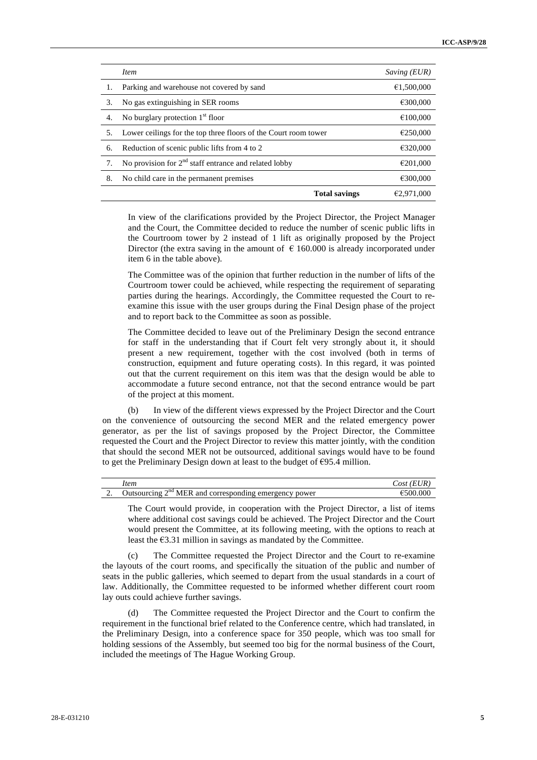| | *Item* | *Saving (EUR)* |
|---|---|---|
| 1. | Parking and warehouse not covered by sand | €1,500,000 |
| 3. | No gas extinguishing in SER rooms | €300,000 |
| 4. | No burglary protection 1st floor | €100,000 |
| 5. | Lower ceilings for the top three floors of the Court room tower | €250,000 |
| 6. | Reduction of scenic public lifts from 4 to 2 | €320,000 |
| 7. | No provision for 2nd staff entrance and related lobby | €201,000 |
| 8. | No child care in the permanent premises | €300,000 |
| | **Total savings** | €2,971,000 |

In view of the clarifications provided by the Project Director, the Project Manager and the Court, the Committee decided to reduce the number of scenic public lifts in the Courtroom tower by 2 instead of 1 lift as originally proposed by the Project Director (the extra saving in the amount of € 160.000 is already incorporated under item 6 in the table above).

The Committee was of the opinion that further reduction in the number of lifts of the Courtroom tower could be achieved, while respecting the requirement of separating parties during the hearings. Accordingly, the Committee requested the Court to re-examine this issue with the user groups during the Final Design phase of the project and to report back to the Committee as soon as possible.

The Committee decided to leave out of the Preliminary Design the second entrance for staff in the understanding that if Court felt very strongly about it, it should present a new requirement, together with the cost involved (both in terms of construction, equipment and future operating costs). In this regard, it was pointed out that the current requirement on this item was that the design would be able to accommodate a future second entrance, not that the second entrance would be part of the project at this moment.

(b) In view of the different views expressed by the Project Director and the Court on the convenience of outsourcing the second MER and the related emergency power generator, as per the list of savings proposed by the Project Director, the Committee requested the Court and the Project Director to review this matter jointly, with the condition that should the second MER not be outsourced, additional savings would have to be found to get the Preliminary Design down at least to the budget of €95.4 million.

| | *Item* | *Cost (EUR)* |
|---|---|---|
| 2. | Outsourcing 2nd MER and corresponding emergency power | €500.000 |

The Court would provide, in cooperation with the Project Director, a list of items where additional cost savings could be achieved. The Project Director and the Court would present the Committee, at its following meeting, with the options to reach at least the €3.31 million in savings as mandated by the Committee.

(c) The Committee requested the Project Director and the Court to re-examine the layouts of the court rooms, and specifically the situation of the public and number of seats in the public galleries, which seemed to depart from the usual standards in a court of law. Additionally, the Committee requested to be informed whether different court room lay outs could achieve further savings.

(d) The Committee requested the Project Director and the Court to confirm the requirement in the functional brief related to the Conference centre, which had translated, in the Preliminary Design, into a conference space for 350 people, which was too small for holding sessions of the Assembly, but seemed too big for the normal business of the Court, included the meetings of The Hague Working Group.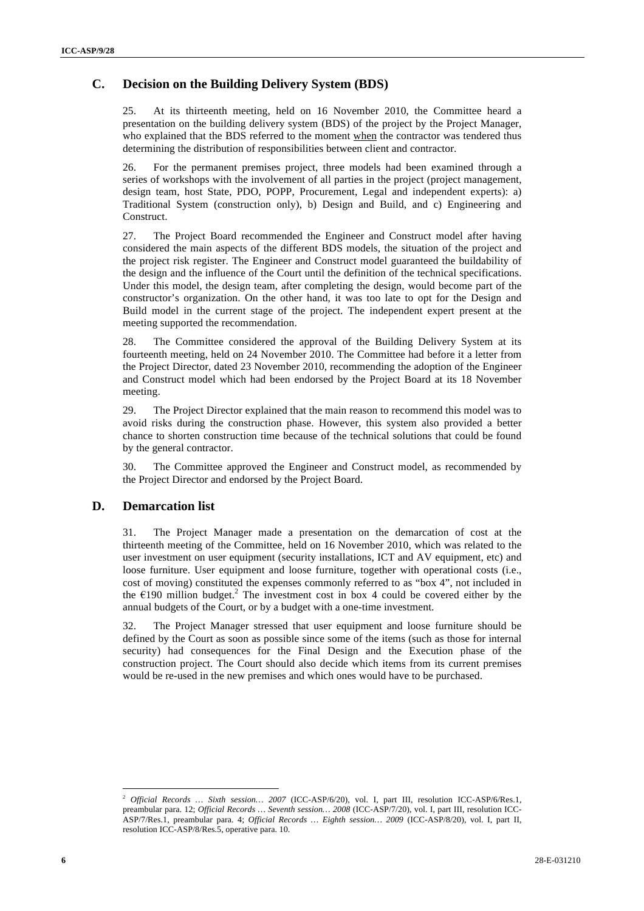## C. Decision on the Building Delivery System (BDS)

25. At its thirteenth meeting, held on 16 November 2010, the Committee heard a presentation on the building delivery system (BDS) of the project by the Project Manager, who explained that the BDS referred to the moment when the contractor was tendered thus determining the distribution of responsibilities between client and contractor.

26. For the permanent premises project, three models had been examined through a series of workshops with the involvement of all parties in the project (project management, design team, host State, PDO, POPP, Procurement, Legal and independent experts): a) Traditional System (construction only), b) Design and Build, and c) Engineering and Construct.

27. The Project Board recommended the Engineer and Construct model after having considered the main aspects of the different BDS models, the situation of the project and the project risk register. The Engineer and Construct model guaranteed the buildability of the design and the influence of the Court until the definition of the technical specifications. Under this model, the design team, after completing the design, would become part of the constructor's organization. On the other hand, it was too late to opt for the Design and Build model in the current stage of the project. The independent expert present at the meeting supported the recommendation.

28. The Committee considered the approval of the Building Delivery System at its fourteenth meeting, held on 24 November 2010. The Committee had before it a letter from the Project Director, dated 23 November 2010, recommending the adoption of the Engineer and Construct model which had been endorsed by the Project Board at its 18 November meeting.

29. The Project Director explained that the main reason to recommend this model was to avoid risks during the construction phase. However, this system also provided a better chance to shorten construction time because of the technical solutions that could be found by the general contractor.

30. The Committee approved the Engineer and Construct model, as recommended by the Project Director and endorsed by the Project Board.

## D. Demarcation list

31. The Project Manager made a presentation on the demarcation of cost at the thirteenth meeting of the Committee, held on 16 November 2010, which was related to the user investment on user equipment (security installations, ICT and AV equipment, etc) and loose furniture. User equipment and loose furniture, together with operational costs (i.e., cost of moving) constituted the expenses commonly referred to as "box 4", not included in the €190 million budget.[2] The investment cost in box 4 could be covered either by the annual budgets of the Court, or by a budget with a one-time investment.

32. The Project Manager stressed that user equipment and loose furniture should be defined by the Court as soon as possible since some of the items (such as those for internal security) had consequences for the Final Design and the Execution phase of the construction project. The Court should also decide which items from its current premises would be re-used in the new premises and which ones would have to be purchased.

---

[2] *Official Records … Sixth session… 2007* (ICC-ASP/6/20), vol. I, part III, resolution ICC-ASP/6/Res.1, preambular para. 12; *Official Records … Seventh session… 2008* (ICC-ASP/7/20), vol. I, part III, resolution ICC-ASP/7/Res.1, preambular para. 4; *Official Records … Eighth session… 2009* (ICC-ASP/8/20), vol. I, part II, resolution ICC-ASP/8/Res.5, operative para. 10.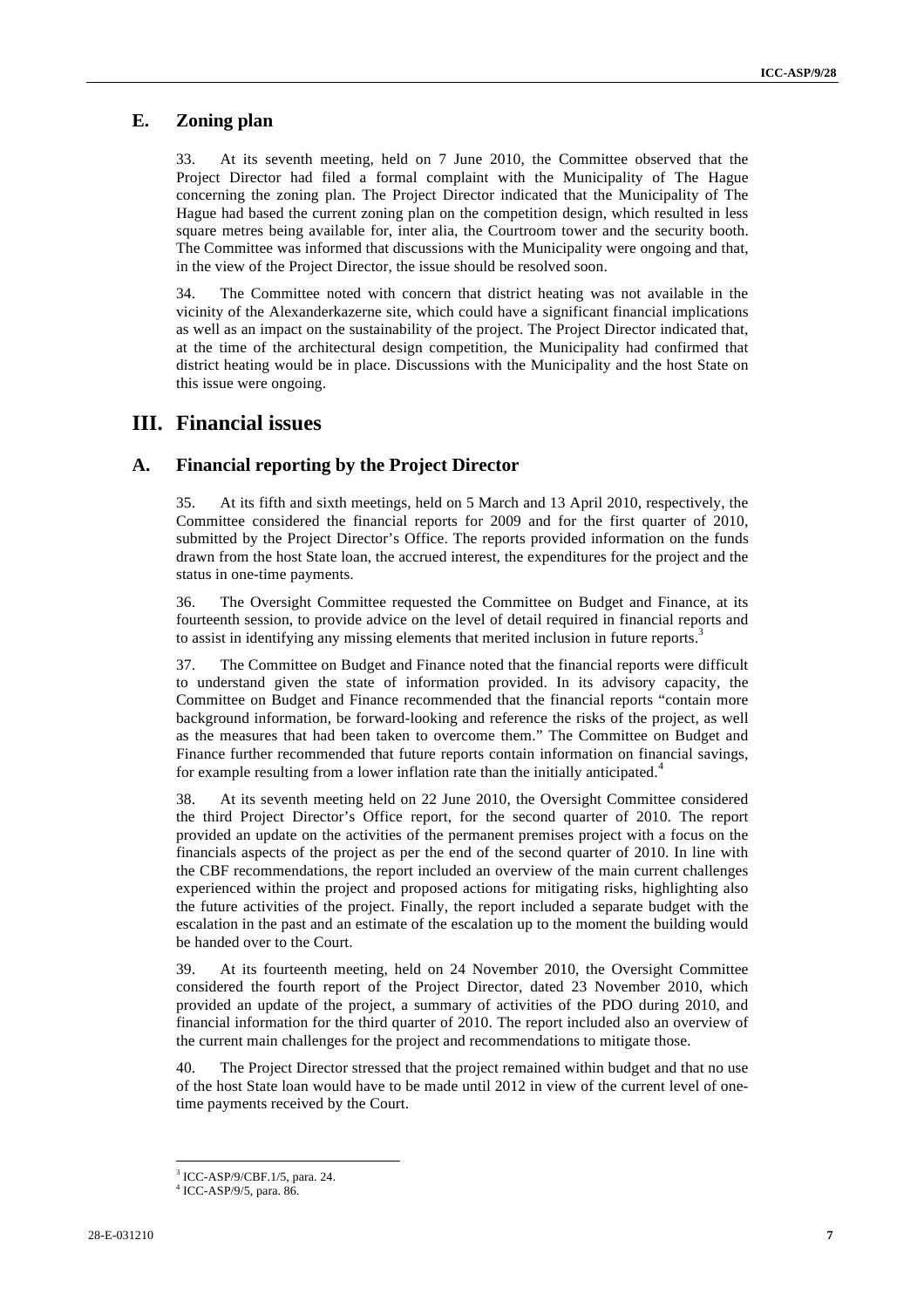## E. Zoning plan

33. At its seventh meeting, held on 7 June 2010, the Committee observed that the Project Director had filed a formal complaint with the Municipality of The Hague concerning the zoning plan. The Project Director indicated that the Municipality of The Hague had based the current zoning plan on the competition design, which resulted in less square metres being available for, inter alia, the Courtroom tower and the security booth. The Committee was informed that discussions with the Municipality were ongoing and that, in the view of the Project Director, the issue should be resolved soon.

34. The Committee noted with concern that district heating was not available in the vicinity of the Alexanderkazerne site, which could have a significant financial implications as well as an impact on the sustainability of the project. The Project Director indicated that, at the time of the architectural design competition, the Municipality had confirmed that district heating would be in place. Discussions with the Municipality and the host State on this issue were ongoing.

# III. Financial issues

## A. Financial reporting by the Project Director

35. At its fifth and sixth meetings, held on 5 March and 13 April 2010, respectively, the Committee considered the financial reports for 2009 and for the first quarter of 2010, submitted by the Project Director's Office. The reports provided information on the funds drawn from the host State loan, the accrued interest, the expenditures for the project and the status in one-time payments.

36. The Oversight Committee requested the Committee on Budget and Finance, at its fourteenth session, to provide advice on the level of detail required in financial reports and to assist in identifying any missing elements that merited inclusion in future reports.[3]

37. The Committee on Budget and Finance noted that the financial reports were difficult to understand given the state of information provided. In its advisory capacity, the Committee on Budget and Finance recommended that the financial reports "contain more background information, be forward-looking and reference the risks of the project, as well as the measures that had been taken to overcome them." The Committee on Budget and Finance further recommended that future reports contain information on financial savings, for example resulting from a lower inflation rate than the initially anticipated.[4]

38. At its seventh meeting held on 22 June 2010, the Oversight Committee considered the third Project Director's Office report, for the second quarter of 2010. The report provided an update on the activities of the permanent premises project with a focus on the financials aspects of the project as per the end of the second quarter of 2010. In line with the CBF recommendations, the report included an overview of the main current challenges experienced within the project and proposed actions for mitigating risks, highlighting also the future activities of the project. Finally, the report included a separate budget with the escalation in the past and an estimate of the escalation up to the moment the building would be handed over to the Court.

39. At its fourteenth meeting, held on 24 November 2010, the Oversight Committee considered the fourth report of the Project Director, dated 23 November 2010, which provided an update of the project, a summary of activities of the PDO during 2010, and financial information for the third quarter of 2010. The report included also an overview of the current main challenges for the project and recommendations to mitigate those.

40. The Project Director stressed that the project remained within budget and that no use of the host State loan would have to be made until 2012 in view of the current level of one-time payments received by the Court.

---

[3] ICC-ASP/9/CBF.1/5, para. 24.

[4] ICC-ASP/9/5, para. 86.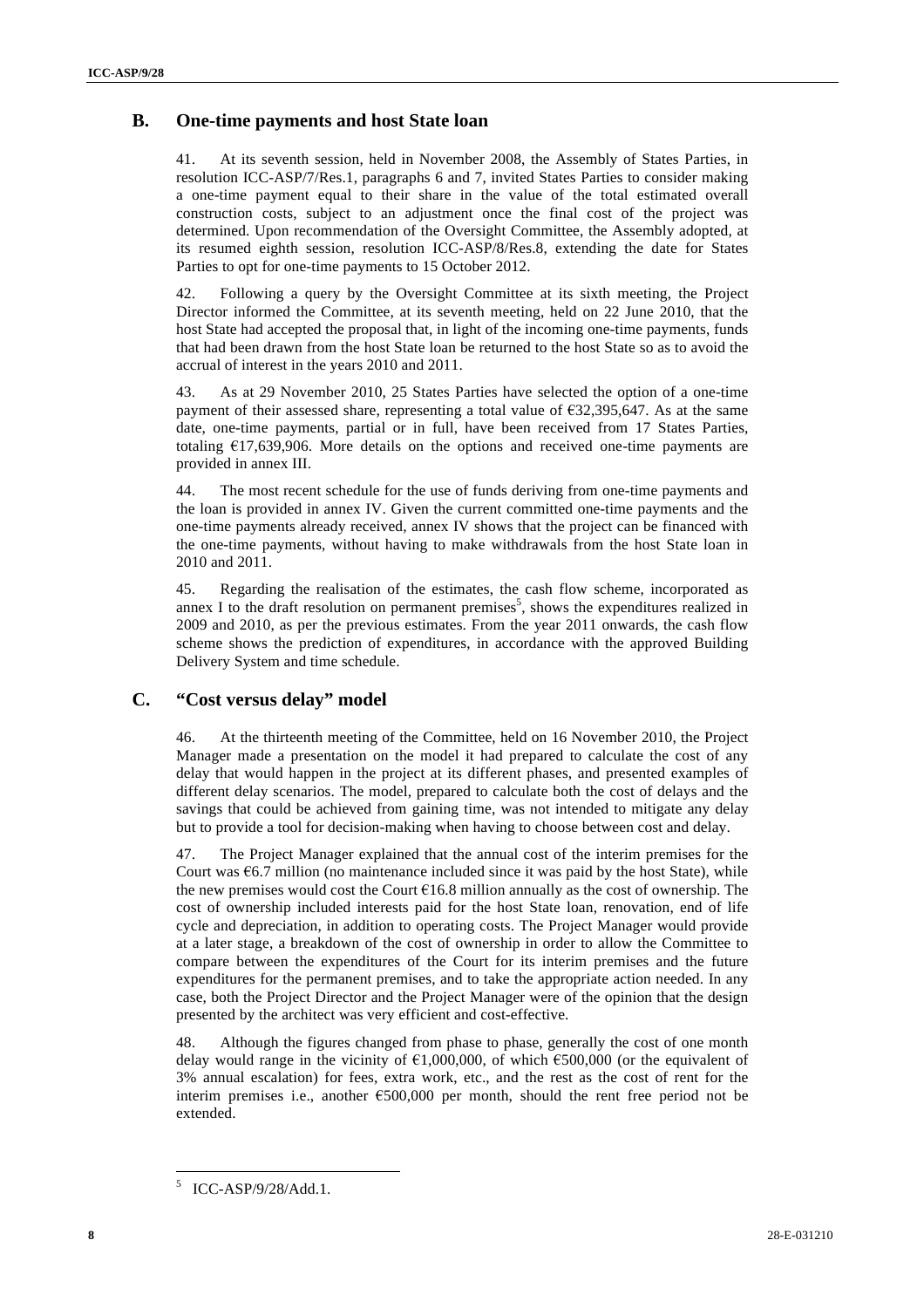## B. One-time payments and host State loan

41. At its seventh session, held in November 2008, the Assembly of States Parties, in resolution ICC-ASP/7/Res.1, paragraphs 6 and 7, invited States Parties to consider making a one-time payment equal to their share in the value of the total estimated overall construction costs, subject to an adjustment once the final cost of the project was determined. Upon recommendation of the Oversight Committee, the Assembly adopted, at its resumed eighth session, resolution ICC-ASP/8/Res.8, extending the date for States Parties to opt for one-time payments to 15 October 2012.

42. Following a query by the Oversight Committee at its sixth meeting, the Project Director informed the Committee, at its seventh meeting, held on 22 June 2010, that the host State had accepted the proposal that, in light of the incoming one-time payments, funds that had been drawn from the host State loan be returned to the host State so as to avoid the accrual of interest in the years 2010 and 2011.

43. As at 29 November 2010, 25 States Parties have selected the option of a one-time payment of their assessed share, representing a total value of €32,395,647. As at the same date, one-time payments, partial or in full, have been received from 17 States Parties, totaling €17,639,906. More details on the options and received one-time payments are provided in annex III.

44. The most recent schedule for the use of funds deriving from one-time payments and the loan is provided in annex IV. Given the current committed one-time payments and the one-time payments already received, annex IV shows that the project can be financed with the one-time payments, without having to make withdrawals from the host State loan in 2010 and 2011.

45. Regarding the realisation of the estimates, the cash flow scheme, incorporated as annex I to the draft resolution on permanent premises[5], shows the expenditures realized in 2009 and 2010, as per the previous estimates. From the year 2011 onwards, the cash flow scheme shows the prediction of expenditures, in accordance with the approved Building Delivery System and time schedule.

## C. "Cost versus delay" model

46. At the thirteenth meeting of the Committee, held on 16 November 2010, the Project Manager made a presentation on the model it had prepared to calculate the cost of any delay that would happen in the project at its different phases, and presented examples of different delay scenarios. The model, prepared to calculate both the cost of delays and the savings that could be achieved from gaining time, was not intended to mitigate any delay but to provide a tool for decision-making when having to choose between cost and delay.

47. The Project Manager explained that the annual cost of the interim premises for the Court was €6.7 million (no maintenance included since it was paid by the host State), while the new premises would cost the Court €16.8 million annually as the cost of ownership. The cost of ownership included interests paid for the host State loan, renovation, end of life cycle and depreciation, in addition to operating costs. The Project Manager would provide at a later stage, a breakdown of the cost of ownership in order to allow the Committee to compare between the expenditures of the Court for its interim premises and the future expenditures for the permanent premises, and to take the appropriate action needed. In any case, both the Project Director and the Project Manager were of the opinion that the design presented by the architect was very efficient and cost-effective.

48. Although the figures changed from phase to phase, generally the cost of one month delay would range in the vicinity of €1,000,000, of which €500,000 (or the equivalent of 3% annual escalation) for fees, extra work, etc., and the rest as the cost of rent for the interim premises i.e., another €500,000 per month, should the rent free period not be extended.

[5] ICC-ASP/9/28/Add.1.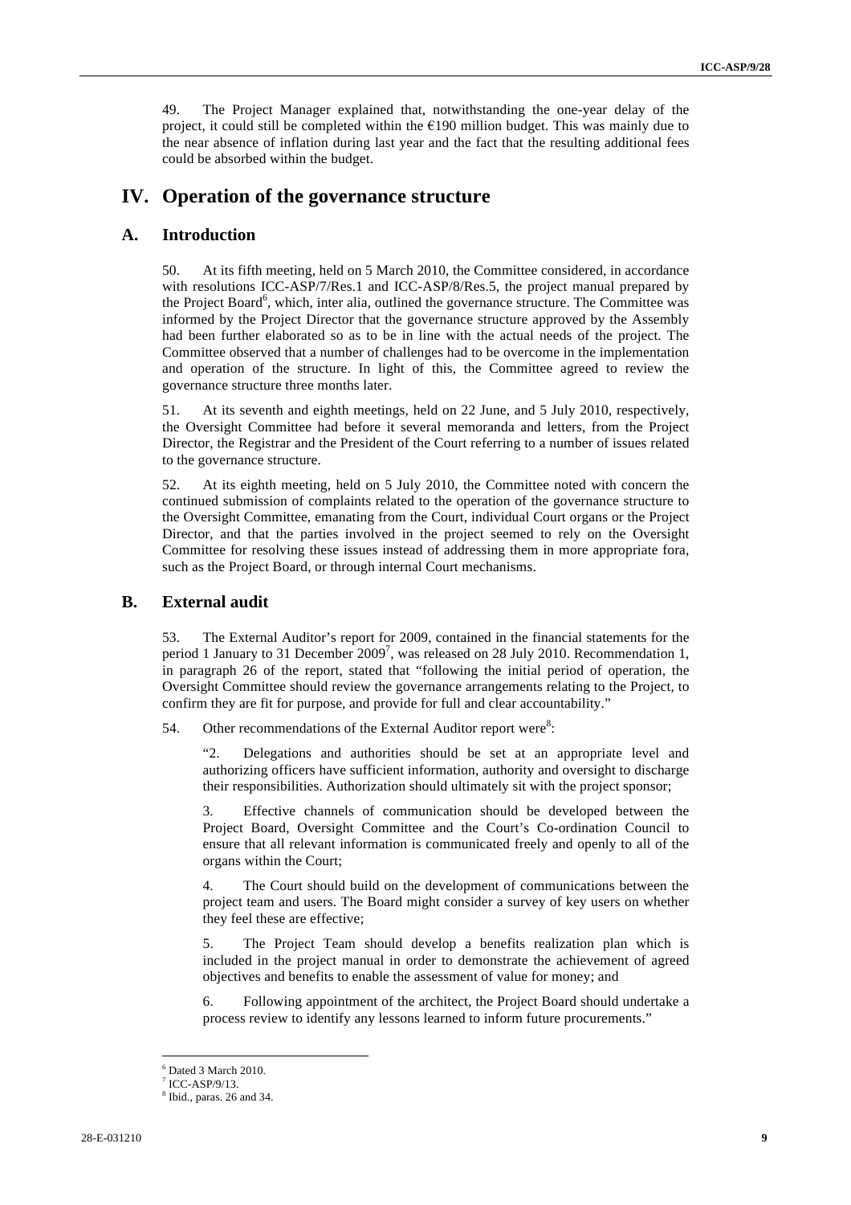49. The Project Manager explained that, notwithstanding the one-year delay of the project, it could still be completed within the €190 million budget. This was mainly due to the near absence of inflation during last year and the fact that the resulting additional fees could be absorbed within the budget.

# IV. Operation of the governance structure

## A. Introduction

50. At its fifth meeting, held on 5 March 2010, the Committee considered, in accordance with resolutions ICC-ASP/7/Res.1 and ICC-ASP/8/Res.5, the project manual prepared by the Project Board[6], which, inter alia, outlined the governance structure. The Committee was informed by the Project Director that the governance structure approved by the Assembly had been further elaborated so as to be in line with the actual needs of the project. The Committee observed that a number of challenges had to be overcome in the implementation and operation of the structure. In light of this, the Committee agreed to review the governance structure three months later.

51. At its seventh and eighth meetings, held on 22 June, and 5 July 2010, respectively, the Oversight Committee had before it several memoranda and letters, from the Project Director, the Registrar and the President of the Court referring to a number of issues related to the governance structure.

52. At its eighth meeting, held on 5 July 2010, the Committee noted with concern the continued submission of complaints related to the operation of the governance structure to the Oversight Committee, emanating from the Court, individual Court organs or the Project Director, and that the parties involved in the project seemed to rely on the Oversight Committee for resolving these issues instead of addressing them in more appropriate fora, such as the Project Board, or through internal Court mechanisms.

## B. External audit

53. The External Auditor's report for 2009, contained in the financial statements for the period 1 January to 31 December 2009[7], was released on 28 July 2010. Recommendation 1, in paragraph 26 of the report, stated that "following the initial period of operation, the Oversight Committee should review the governance arrangements relating to the Project, to confirm they are fit for purpose, and provide for full and clear accountability."

54. Other recommendations of the External Auditor report were[8]:

> "2. Delegations and authorities should be set at an appropriate level and authorizing officers have sufficient information, authority and oversight to discharge their responsibilities. Authorization should ultimately sit with the project sponsor;
>
> 3. Effective channels of communication should be developed between the Project Board, Oversight Committee and the Court's Co-ordination Council to ensure that all relevant information is communicated freely and openly to all of the organs within the Court;
>
> 4. The Court should build on the development of communications between the project team and users. The Board might consider a survey of key users on whether they feel these are effective;
>
> 5. The Project Team should develop a benefits realization plan which is included in the project manual in order to demonstrate the achievement of agreed objectives and benefits to enable the assessment of value for money; and
>
> 6. Following appointment of the architect, the Project Board should undertake a process review to identify any lessons learned to inform future procurements."

---

[6] Dated 3 March 2010.

[7] ICC-ASP/9/13.

[8] Ibid., paras. 26 and 34.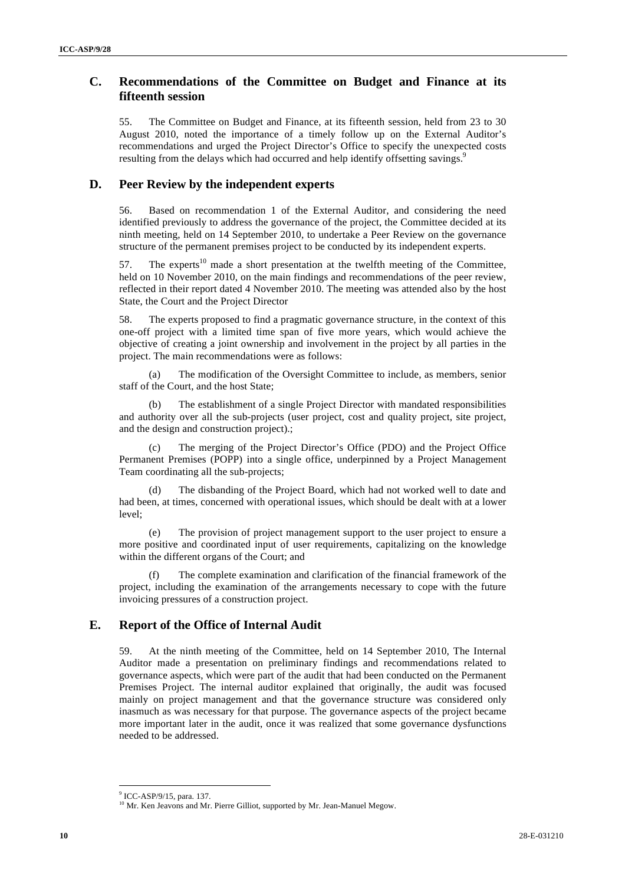## C. Recommendations of the Committee on Budget and Finance at its fifteenth session

55. The Committee on Budget and Finance, at its fifteenth session, held from 23 to 30 August 2010, noted the importance of a timely follow up on the External Auditor's recommendations and urged the Project Director's Office to specify the unexpected costs resulting from the delays which had occurred and help identify offsetting savings.[9]

## D. Peer Review by the independent experts

56. Based on recommendation 1 of the External Auditor, and considering the need identified previously to address the governance of the project, the Committee decided at its ninth meeting, held on 14 September 2010, to undertake a Peer Review on the governance structure of the permanent premises project to be conducted by its independent experts.

57. The experts[10] made a short presentation at the twelfth meeting of the Committee, held on 10 November 2010, on the main findings and recommendations of the peer review, reflected in their report dated 4 November 2010. The meeting was attended also by the host State, the Court and the Project Director

58. The experts proposed to find a pragmatic governance structure, in the context of this one-off project with a limited time span of five more years, which would achieve the objective of creating a joint ownership and involvement in the project by all parties in the project. The main recommendations were as follows:

(a) The modification of the Oversight Committee to include, as members, senior staff of the Court, and the host State;

(b) The establishment of a single Project Director with mandated responsibilities and authority over all the sub-projects (user project, cost and quality project, site project, and the design and construction project).;

(c) The merging of the Project Director's Office (PDO) and the Project Office Permanent Premises (POPP) into a single office, underpinned by a Project Management Team coordinating all the sub-projects;

(d) The disbanding of the Project Board, which had not worked well to date and had been, at times, concerned with operational issues, which should be dealt with at a lower level;

(e) The provision of project management support to the user project to ensure a more positive and coordinated input of user requirements, capitalizing on the knowledge within the different organs of the Court; and

(f) The complete examination and clarification of the financial framework of the project, including the examination of the arrangements necessary to cope with the future invoicing pressures of a construction project.

## E. Report of the Office of Internal Audit

59. At the ninth meeting of the Committee, held on 14 September 2010, The Internal Auditor made a presentation on preliminary findings and recommendations related to governance aspects, which were part of the audit that had been conducted on the Permanent Premises Project. The internal auditor explained that originally, the audit was focused mainly on project management and that the governance structure was considered only inasmuch as was necessary for that purpose. The governance aspects of the project became more important later in the audit, once it was realized that some governance dysfunctions needed to be addressed.

---

[9] ICC-ASP/9/15, para. 137.

[10] Mr. Ken Jeavons and Mr. Pierre Gilliot, supported by Mr. Jean-Manuel Megow.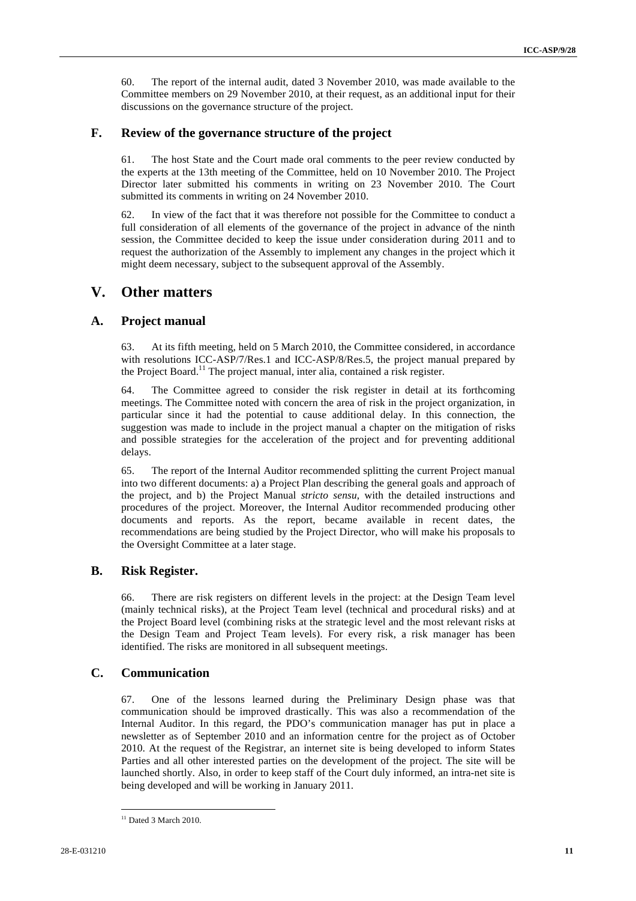60. The report of the internal audit, dated 3 November 2010, was made available to the Committee members on 29 November 2010, at their request, as an additional input for their discussions on the governance structure of the project.

## F. Review of the governance structure of the project

61. The host State and the Court made oral comments to the peer review conducted by the experts at the 13th meeting of the Committee, held on 10 November 2010. The Project Director later submitted his comments in writing on 23 November 2010. The Court submitted its comments in writing on 24 November 2010.

62. In view of the fact that it was therefore not possible for the Committee to conduct a full consideration of all elements of the governance of the project in advance of the ninth session, the Committee decided to keep the issue under consideration during 2011 and to request the authorization of the Assembly to implement any changes in the project which it might deem necessary, subject to the subsequent approval of the Assembly.

# V. Other matters

## A. Project manual

63. At its fifth meeting, held on 5 March 2010, the Committee considered, in accordance with resolutions ICC-ASP/7/Res.1 and ICC-ASP/8/Res.5, the project manual prepared by the Project Board.[11] The project manual, inter alia, contained a risk register.

64. The Committee agreed to consider the risk register in detail at its forthcoming meetings. The Committee noted with concern the area of risk in the project organization, in particular since it had the potential to cause additional delay. In this connection, the suggestion was made to include in the project manual a chapter on the mitigation of risks and possible strategies for the acceleration of the project and for preventing additional delays.

65. The report of the Internal Auditor recommended splitting the current Project manual into two different documents: a) a Project Plan describing the general goals and approach of the project, and b) the Project Manual *stricto sensu*, with the detailed instructions and procedures of the project. Moreover, the Internal Auditor recommended producing other documents and reports. As the report, became available in recent dates, the recommendations are being studied by the Project Director, who will make his proposals to the Oversight Committee at a later stage.

## B. Risk Register.

66. There are risk registers on different levels in the project: at the Design Team level (mainly technical risks), at the Project Team level (technical and procedural risks) and at the Project Board level (combining risks at the strategic level and the most relevant risks at the Design Team and Project Team levels). For every risk, a risk manager has been identified. The risks are monitored in all subsequent meetings.

## C. Communication

67. One of the lessons learned during the Preliminary Design phase was that communication should be improved drastically. This was also a recommendation of the Internal Auditor. In this regard, the PDO's communication manager has put in place a newsletter as of September 2010 and an information centre for the project as of October 2010. At the request of the Registrar, an internet site is being developed to inform States Parties and all other interested parties on the development of the project. The site will be launched shortly. Also, in order to keep staff of the Court duly informed, an intra-net site is being developed and will be working in January 2011.

---

[11] Dated 3 March 2010.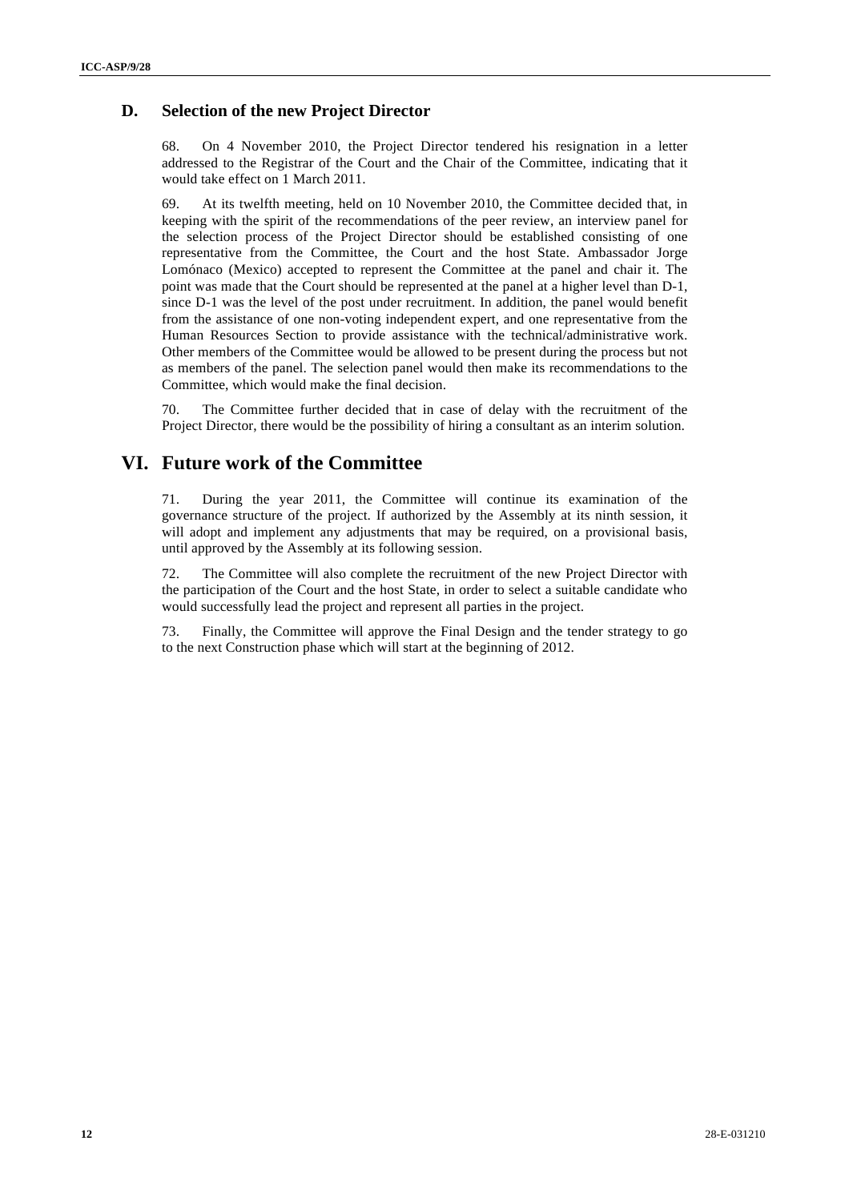### D. Selection of the new Project Director

68. On 4 November 2010, the Project Director tendered his resignation in a letter addressed to the Registrar of the Court and the Chair of the Committee, indicating that it would take effect on 1 March 2011.

69. At its twelfth meeting, held on 10 November 2010, the Committee decided that, in keeping with the spirit of the recommendations of the peer review, an interview panel for the selection process of the Project Director should be established consisting of one representative from the Committee, the Court and the host State. Ambassador Jorge Lomónaco (Mexico) accepted to represent the Committee at the panel and chair it. The point was made that the Court should be represented at the panel at a higher level than D-1, since D-1 was the level of the post under recruitment. In addition, the panel would benefit from the assistance of one non-voting independent expert, and one representative from the Human Resources Section to provide assistance with the technical/administrative work. Other members of the Committee would be allowed to be present during the process but not as members of the panel. The selection panel would then make its recommendations to the Committee, which would make the final decision.

70. The Committee further decided that in case of delay with the recruitment of the Project Director, there would be the possibility of hiring a consultant as an interim solution.

## VI. Future work of the Committee

71. During the year 2011, the Committee will continue its examination of the governance structure of the project. If authorized by the Assembly at its ninth session, it will adopt and implement any adjustments that may be required, on a provisional basis, until approved by the Assembly at its following session.

72. The Committee will also complete the recruitment of the new Project Director with the participation of the Court and the host State, in order to select a suitable candidate who would successfully lead the project and represent all parties in the project.

73. Finally, the Committee will approve the Final Design and the tender strategy to go to the next Construction phase which will start at the beginning of 2012.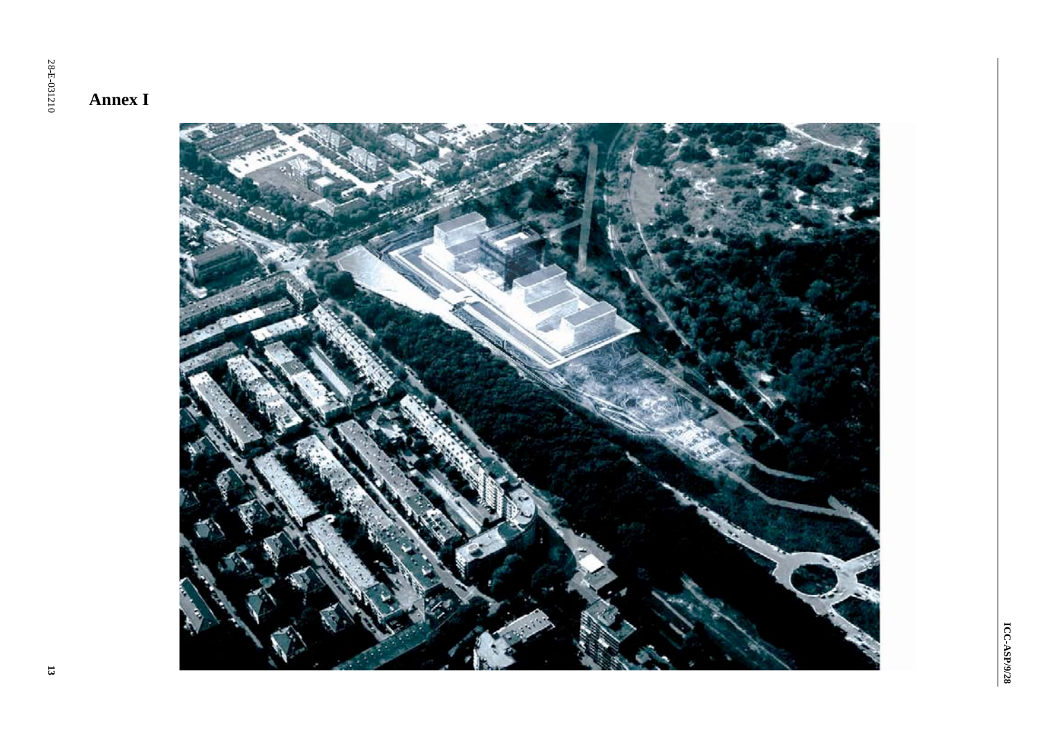# Annex I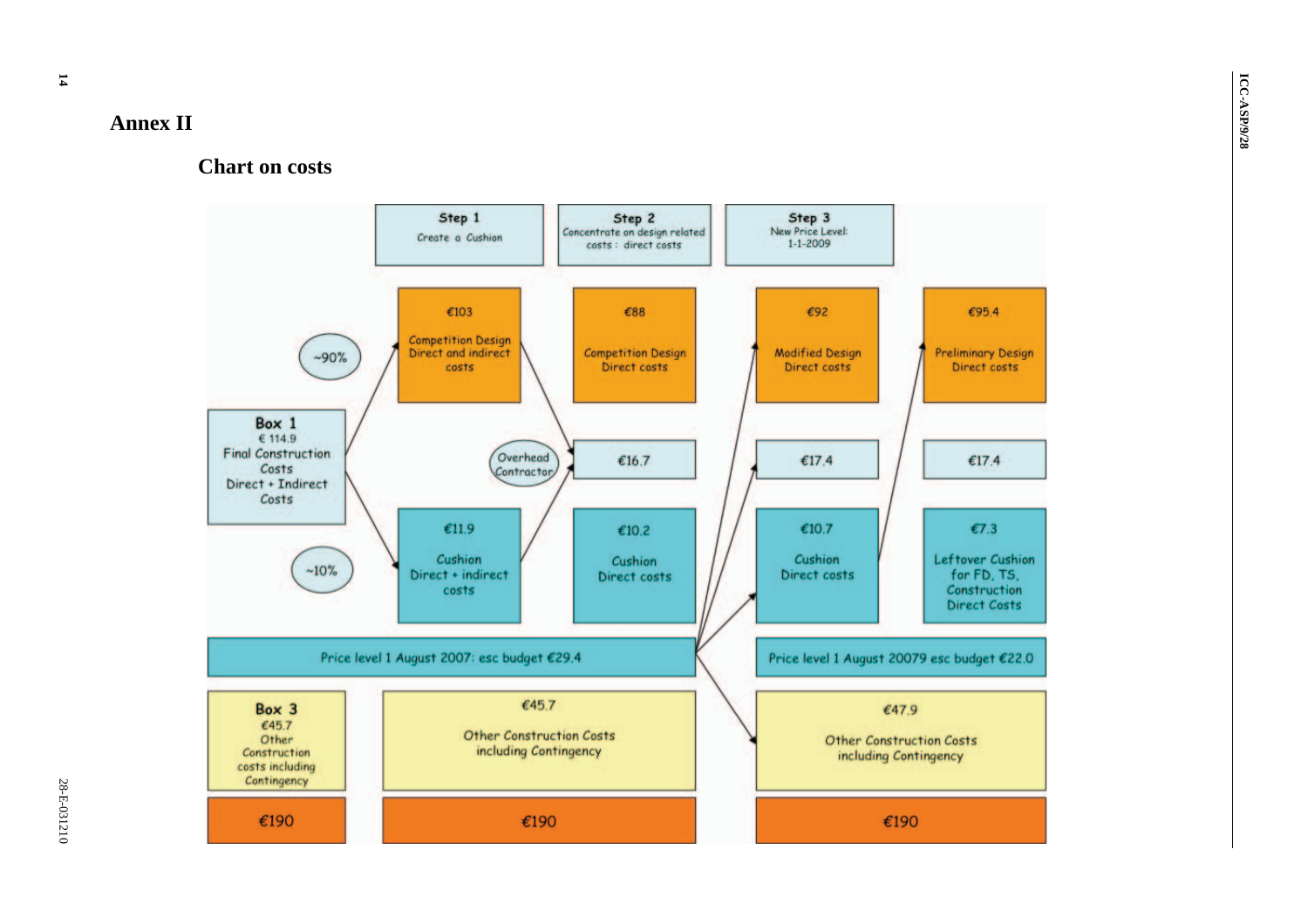## Annex II

### Chart on costs

**Step 1** — Create a Cushion

**Step 2** — Concentrate on design related costs : direct costs

**Step 3** — New Price Level: 1-1-2009

**Box 1**
€ 114.9
Final Construction Costs
Direct + Indirect Costs

~90%

~10%

| | | | |
|---|---|---|---|
| €103 Competition Design Direct and indirect costs | €88 Competition Design Direct costs | €92 Modified Design Direct costs | €95.4 Preliminary Design Direct costs |
| Overhead Contractor | €16.7 | €17.4 | €17.4 |
| €11.9 Cushion Direct + indirect costs | €10.2 Cushion Direct costs | €10.7 Cushion Direct costs | €7.3 Leftover Cushion for FD, TS, Construction Direct Costs |

Price level 1 August 2007: esc budget €29.4

Price level 1 August 20079 esc budget €22.0

| | | |
|---|---|---|
| **Box 3** €45.7 Other Construction costs including Contingency | €45.7 Other Construction Costs including Contingency | €47.9 Other Construction Costs including Contingency |
| €190 | €190 | €190 |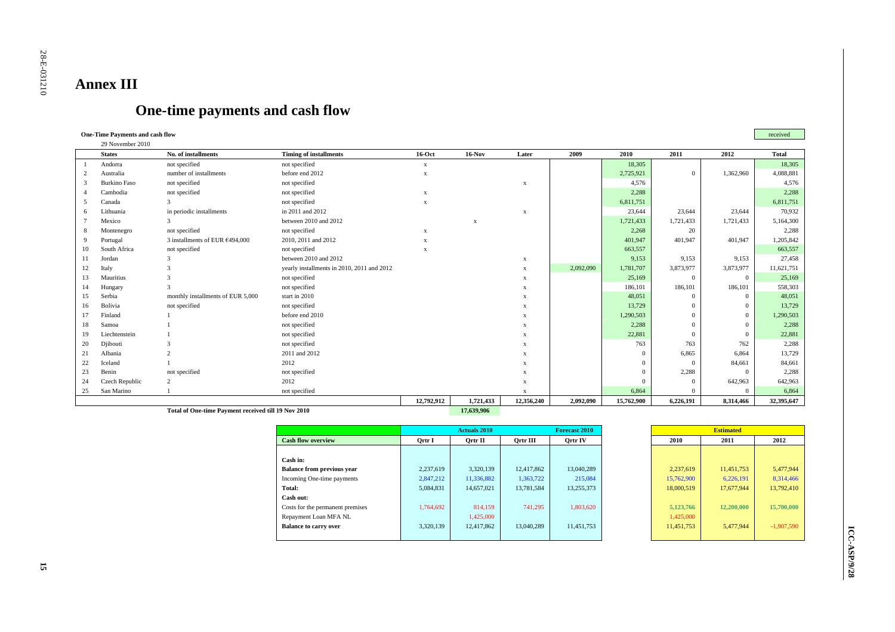# Annex III

## One-time payments and cash flow

**One-Time Payments and cash flow**

29 November 2010

received

| | States | No. of installments | Timing of installments | 16-Oct | 16-Nov | Later | 2009 | 2010 | 2011 | 2012 | Total |
|---|---|---|---|---|---|---|---|---|---|---|---|
| 1 | Andorra | not specified | not specified | x | | | | 18,305 | | | 18,305 |
| 2 | Australia | number of installments | before end 2012 | x | | | | 2,725,921 | 0 | 1,362,960 | 4,088,881 |
| 3 | Burkino Faso | not specified | not specified | | | x | | 4,576 | | | 4,576 |
| 4 | Cambodia | not specified | not specified | x | | | | 2,288 | | | 2,288 |
| 5 | Canada | 3 | not specified | x | | | | 6,811,751 | | | 6,811,751 |
| 6 | Lithuania | in periodic installments | in 2011 and 2012 | | | x | | 23,644 | 23,644 | 23,644 | 70,932 |
| 7 | Mexico | 3 | between 2010 and 2012 | | x | | | 1,721,433 | 1,721,433 | 1,721,433 | 5,164,300 |
| 8 | Montenegro | not specified | not specified | x | | | | 2,268 | 20 | | 2,288 |
| 9 | Portugal | 3 installments of EUR €494,000 | 2010, 2011 and 2012 | x | | | | 401,947 | 401,947 | 401,947 | 1,205,842 |
| 10 | South Africa | not specified | not specified | x | | | | 663,557 | | | 663,557 |
| 11 | Jordan | 3 | between 2010 and 2012 | | | x | | 9,153 | 9,153 | 9,153 | 27,458 |
| 12 | Italy | 3 | yearly installments in 2010, 2011 and 2012 | | | x | 2,092,090 | 1,781,707 | 3,873,977 | 3,873,977 | 11,621,751 |
| 13 | Mauritius | 3 | not specified | | | x | | 25,169 | 0 | 0 | 25,169 |
| 14 | Hungary | 3 | not specified | | | x | | 186,101 | 186,101 | 186,101 | 558,303 |
| 15 | Serbia | monthly installments of EUR 5,000 | start in 2010 | | | x | | 48,051 | 0 | 0 | 48,051 |
| 16 | Bolivia | not specified | not specified | | | x | | 13,729 | 0 | 0 | 13,729 |
| 17 | Finland | 1 | before end 2010 | | | x | | 1,290,503 | 0 | 0 | 1,290,503 |
| 18 | Samoa | 1 | not specified | | | x | | 2,288 | 0 | 0 | 2,288 |
| 19 | Liechtenstein | 1 | not specified | | | x | | 22,881 | 0 | 0 | 22,881 |
| 20 | Djibouti | 3 | not specified | | | x | | 763 | 763 | 762 | 2,288 |
| 21 | Albania | 2 | 2011 and 2012 | | | x | | 0 | 6,865 | 6,864 | 13,729 |
| 22 | Iceland | 1 | 2012 | | | x | | 0 | 0 | 84,661 | 84,661 |
| 23 | Benin | not specified | not specified | | | x | | 0 | 2,288 | 0 | 2,288 |
| 24 | Czech Republic | 2 | 2012 | | | x | | 0 | 0 | 642,963 | 642,963 |
| 25 | San Marino | 1 | not specified | | | x | | 6,864 | 0 | 0 | 6,864 |
| | | | | 12,792,912 | 1,721,433 | 12,356,240 | 2,092,090 | 15,762,900 | 6,226,191 | 8,314,466 | 32,395,647 |

**Total of One-time Payment received till 19 Nov 2010** **17,639,906**

| | Actuals 2010 | | | Forecast 2010 | Estimated | | |
|---|---|---|---|---|---|---|---|
| **Cash flow overview** | **Qrtr I** | **Qrtr II** | **Qrtr III** | **Qrtr IV** | **2010** | **2011** | **2012** |
| **Cash in:** | | | | | | | |
| **Balance from previous year** | 2,237,619 | 3,320,139 | 12,417,862 | 13,040,289 | 2,237,619 | 11,451,753 | 5,477,944 |
| Incoming One-time payments | 2,847,212 | 11,336,882 | 1,363,722 | 215,084 | 15,762,900 | 6,226,191 | 8,314,466 |
| **Total:** | 5,084,831 | 14,657,021 | 13,781,584 | 13,255,373 | 18,000,519 | 17,677,944 | 13,792,410 |
| **Cash out:** | | | | | | | |
| Costs for the permanent premises | 1,764,692 | 814,159 | 741,295 | 1,803,620 | 5,123,766 | 12,200,000 | 15,700,000 |
| Repayment Loan MFA NL | | 1,425,000 | | | 1,425,000 | | |
| **Balance to carry over** | 3,320,139 | 12,417,862 | 13,040,289 | 11,451,753 | 11,451,753 | 5,477,944 | -1,907,590 |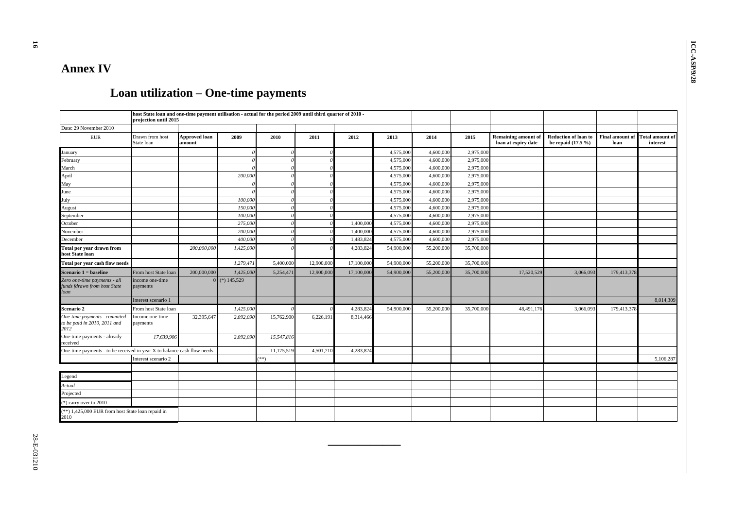# Annex IV

## Loan utilization – One-time payments

| | host State loan and one-time payment utilisation - actual for the period 2009 until third quarter of 2010 - projection until 2015 | | | | | | | | | | | | |
|---|---|---|---|---|---|---|---|---|---|---|---|---|---|
| Date: 29 November 2010 | | | | | | | | | | | | | |
| EUR | Drawn from host State loan | **Approved loan amount** | **2009** | **2010** | **2011** | **2012** | **2013** | **2014** | **2015** | **Remaining amount of loan at expiry date** | **Reduction of loan to be repaid (17.5 %)** | **Final amount of loan** | **Total amount of interest** |
| January | | | *0* | *0* | *0* | | 4,575,000 | 4,600,000 | 2,975,000 | | | | |
| February | | | *0* | *0* | *0* | | 4,575,000 | 4,600,000 | 2,975,000 | | | | |
| March | | | *0* | *0* | *0* | | 4,575,000 | 4,600,000 | 2,975,000 | | | | |
| April | | | *200,000* | *0* | *0* | | 4,575,000 | 4,600,000 | 2,975,000 | | | | |
| May | | | *0* | *0* | *0* | | 4,575,000 | 4,600,000 | 2,975,000 | | | | |
| June | | | *0* | *0* | *0* | | 4,575,000 | 4,600,000 | 2,975,000 | | | | |
| July | | | *100,000* | *0* | *0* | | 4,575,000 | 4,600,000 | 2,975,000 | | | | |
| August | | | *150,000* | *0* | *0* | | 4,575,000 | 4,600,000 | 2,975,000 | | | | |
| September | | | *100,000* | *0* | *0* | | 4,575,000 | 4,600,000 | 2,975,000 | | | | |
| October | | | *275,000* | *0* | *0* | 1,400,000 | 4,575,000 | 4,600,000 | 2,975,000 | | | | |
| November | | | *200,000* | *0* | *0* | 1,400,000 | 4,575,000 | 4,600,000 | 2,975,000 | | | | |
| December | | | *400,000* | *0* | *0* | 1,483,824 | 4,575,000 | 4,600,000 | 2,975,000 | | | | |
| **Total per year drawn from host State loan** | | *200,000,000* | *1,425,000* | *0* | *0* | 4,283,824 | 54,900,000 | 55,200,000 | 35,700,000 | | | | |
| **Total per year cash flow needs** | | | *1,279,471* | 5,400,000 | 12,900,000 | 17,100,000 | 54,900,000 | 55,200,000 | 35,700,000 | | | | |
| **Scenario 1 = baseline** | From host State loan | 200,000,000 | *1,425,000* | 5,254,471 | 12,900,000 | 17,100,000 | 54,900,000 | 55,200,000 | 35,700,000 | 17,520,529 | 3,066,093 | 179,413,378 | |
| *Zero one-time payments - all funds fdrawn from host State loan* | income one-time payments | 0 | (*) 145,529 | | | | | | | | | | |
| | Interest scenario 1 | | | | | | | | | | | | 8,014,309 |
| **Scenario 2** | From host State loan | | *1,425,000* | *0* | *0* | 4,283,824 | 54,900,000 | 55,200,000 | 35,700,000 | 48,491,176 | 3,066,093 | 179,413,378 | |
| *One-time payments - commited to be paid in 2010, 2011 and 2012* | Income one-time payments | 32,395,647 | *2,092,090* | 15,762,900 | 6,226,191 | 8,314,466 | | | | | | | |
| One-time payments - already received | *17,639,906* | | *2,092,090* | *15,547,816* | | | | | | | | | |
| One-time payments - to be received in year X to balance cash flow needs | | | | 11,175,519 | 4,501,710 | - 4,283,824 | | | | | | | |
| | Interest scenario 2 | | | (**) | | | | | | | | | 5,106,287 |
| | | | | | | | | | | | | | |
| Legend | | | | | | | | | | | | | |
| *Actual* | | | | | | | | | | | | | |
| Projected | | | | | | | | | | | | | |
| (*) carry over to 2010 | | | | | | | | | | | | | |
| (**) 1,425,000 EUR from host State loan repaid in 2010 | | | | | | | | | | | | | |